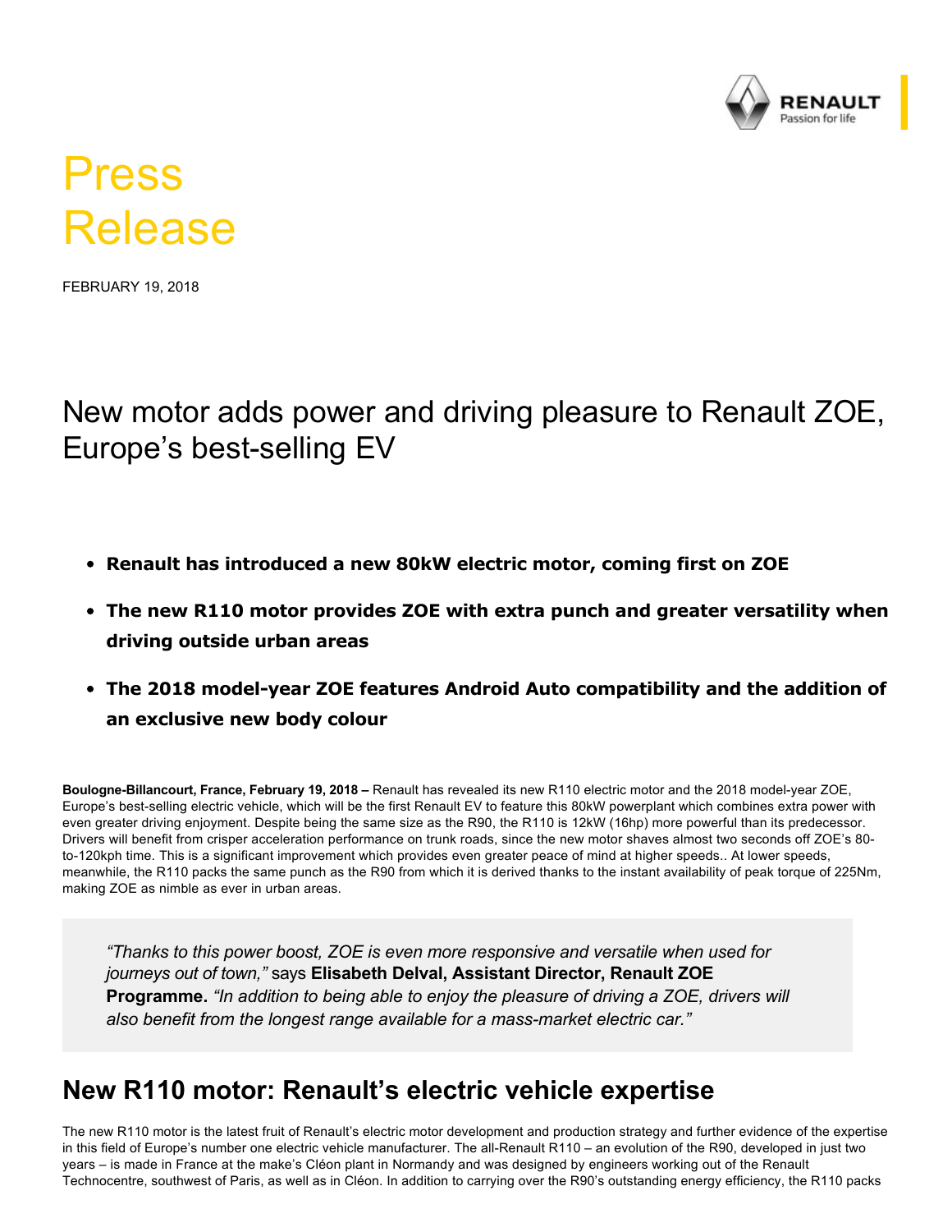# Press Release

FEBRUARY 19, 2018

## New motor adds power and driving pleasure to Renault ZOE, Europe's best-selling EV

- **Renault has introduced a new 80kW electric motor, coming first on ZOE**
- **The new R110 motor provides ZOE with extra punch and greater versatility when driving outside urban areas**
- **The 2018 model-year ZOE features Android Auto compatibility and the addition of an exclusive new body colour**

**Boulogne-Billancourt, France, February 19, 2018 –** Renault has revealed its new R110 electric motor and the 2018 model-year ZOE, Europe's best-selling electric vehicle, which will be the first Renault EV to feature this 80kW powerplant which combines extra power with even greater driving enjoyment. Despite being the same size as the R90, the R110 is 12kW (16hp) more powerful than its predecessor. Drivers will benefit from crisper acceleration performance on trunk roads, since the new motor shaves almost two seconds off ZOE's 80-to-120kph time. This is a significant improvement which provides even greater peace of mind at higher speeds.. At lower speeds, meanwhile, the R110 packs the same punch as the R90 from which it is derived thanks to the instant availability of peak torque of 225Nm, making ZOE as nimble as ever in urban areas.

> *"Thanks to this power boost, ZOE is even more responsive and versatile when used for journeys out of town,"* says **Elisabeth Delval, Assistant Director, Renault ZOE Programme.** *"In addition to being able to enjoy the pleasure of driving a ZOE, drivers will also benefit from the longest range available for a mass-market electric car."*

## New R110 motor: Renault's electric vehicle expertise

The new R110 motor is the latest fruit of Renault's electric motor development and production strategy and further evidence of the expertise in this field of Europe's number one electric vehicle manufacturer. The all-Renault R110 – an evolution of the R90, developed in just two years – is made in France at the make's Cléon plant in Normandy and was designed by engineers working out of the Renault Technocentre, southwest of Paris, as well as in Cléon. In addition to carrying over the R90's outstanding energy efficiency, the R110 packs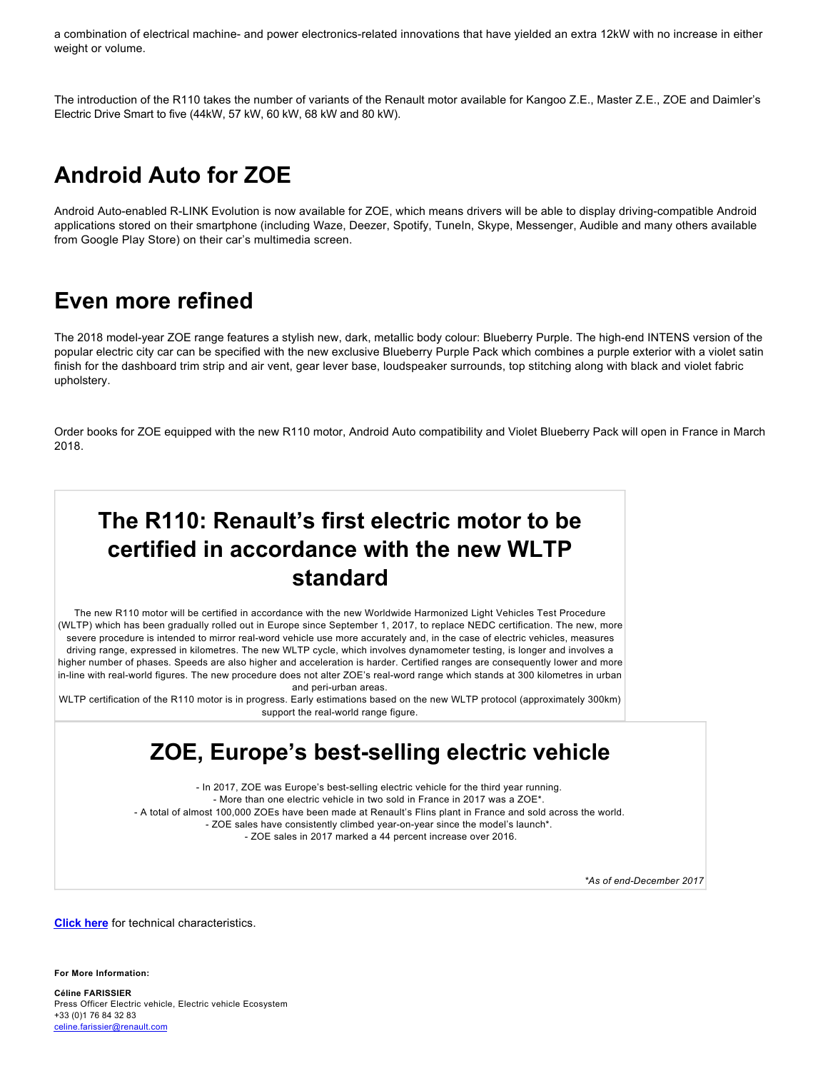a combination of electrical machine- and power electronics-related innovations that have yielded an extra 12kW with no increase in either weight or volume.

The introduction of the R110 takes the number of variants of the Renault motor available for Kangoo Z.E., Master Z.E., ZOE and Daimler's Electric Drive Smart to five (44kW, 57 kW, 60 kW, 68 kW and 80 kW).

# Android Auto for ZOE

Android Auto-enabled R-LINK Evolution is now available for ZOE, which means drivers will be able to display driving-compatible Android applications stored on their smartphone (including Waze, Deezer, Spotify, TuneIn, Skype, Messenger, Audible and many others available from Google Play Store) on their car's multimedia screen.

# Even more refined

The 2018 model-year ZOE range features a stylish new, dark, metallic body colour: Blueberry Purple. The high-end INTENS version of the popular electric city car can be specified with the new exclusive Blueberry Purple Pack which combines a purple exterior with a violet satin finish for the dashboard trim strip and air vent, gear lever base, loudspeaker surrounds, top stitching along with black and violet fabric upholstery.

Order books for ZOE equipped with the new R110 motor, Android Auto compatibility and Violet Blueberry Pack will open in France in March 2018.

## The R110: Renault's first electric motor to be certified in accordance with the new WLTP standard

The new R110 motor will be certified in accordance with the new Worldwide Harmonized Light Vehicles Test Procedure (WLTP) which has been gradually rolled out in Europe since September 1, 2017, to replace NEDC certification. The new, more severe procedure is intended to mirror real-word vehicle use more accurately and, in the case of electric vehicles, measures driving range, expressed in kilometres. The new WLTP cycle, which involves dynamometer testing, is longer and involves a higher number of phases. Speeds are also higher and acceleration is harder. Certified ranges are consequently lower and more in-line with real-world figures. The new procedure does not alter ZOE's real-word range which stands at 300 kilometres in urban and peri-urban areas.

WLTP certification of the R110 motor is in progress. Early estimations based on the new WLTP protocol (approximately 300km) support the real-world range figure.

## ZOE, Europe's best-selling electric vehicle

- In 2017, ZOE was Europe's best-selling electric vehicle for the third year running.
- More than one electric vehicle in two sold in France in 2017 was a ZOE*.
- A total of almost 100,000 ZOEs have been made at Renault's Flins plant in France and sold across the world.
- ZOE sales have consistently climbed year-on-year since the model's launch*.
- ZOE sales in 2017 marked a 44 percent increase over 2016.

*\*As of end-December 2017*

**Click here** for technical characteristics.

**For More Information:**

**Céline FARISSIER**
Press Officer Electric vehicle, Electric vehicle Ecosystem
+33 (0)1 76 84 32 83
celine.farissier@renault.com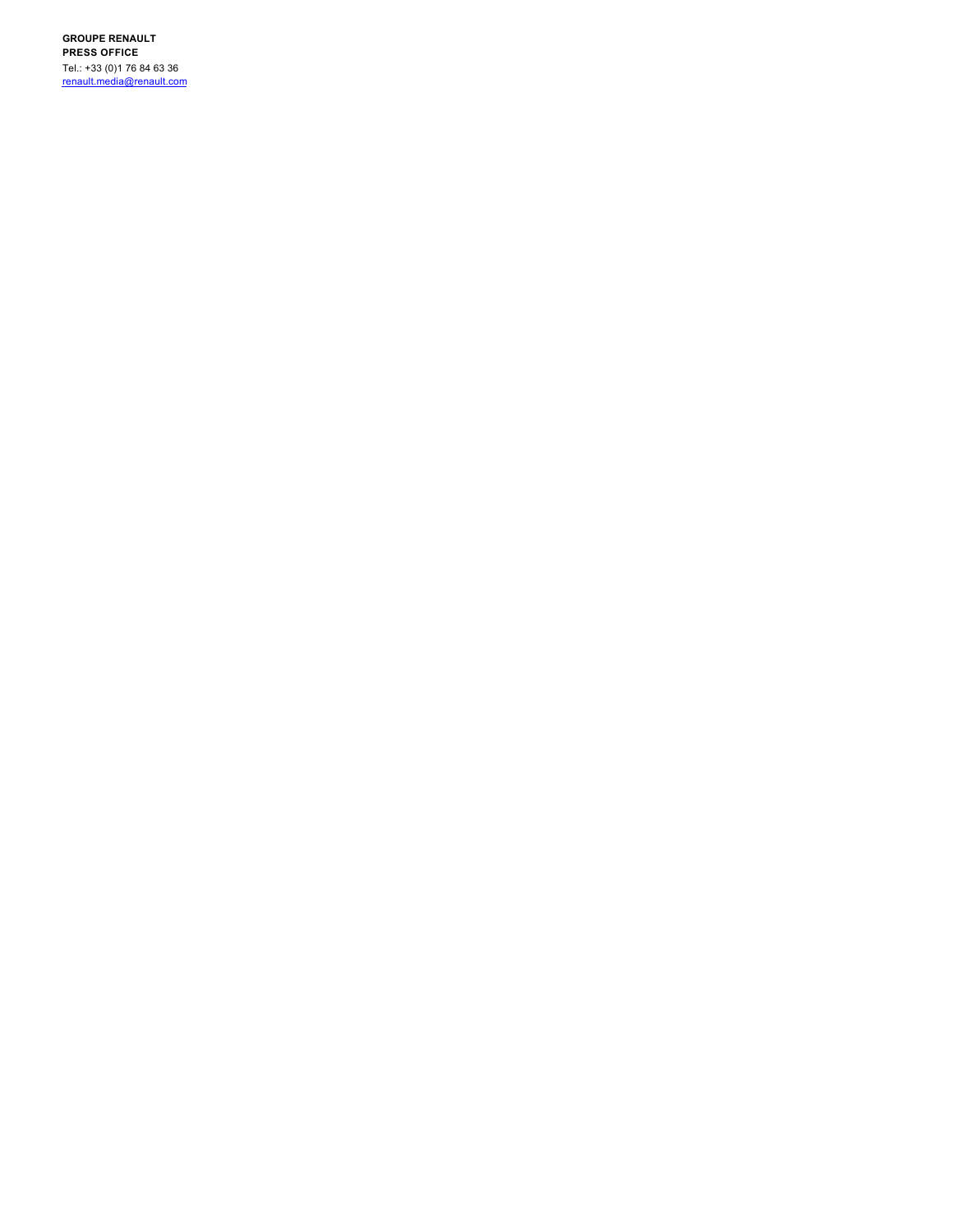**GROUPE RENAULT**
**PRESS OFFICE**
Tel.: +33 (0)1 76 84 63 36
renault.media@renault.com